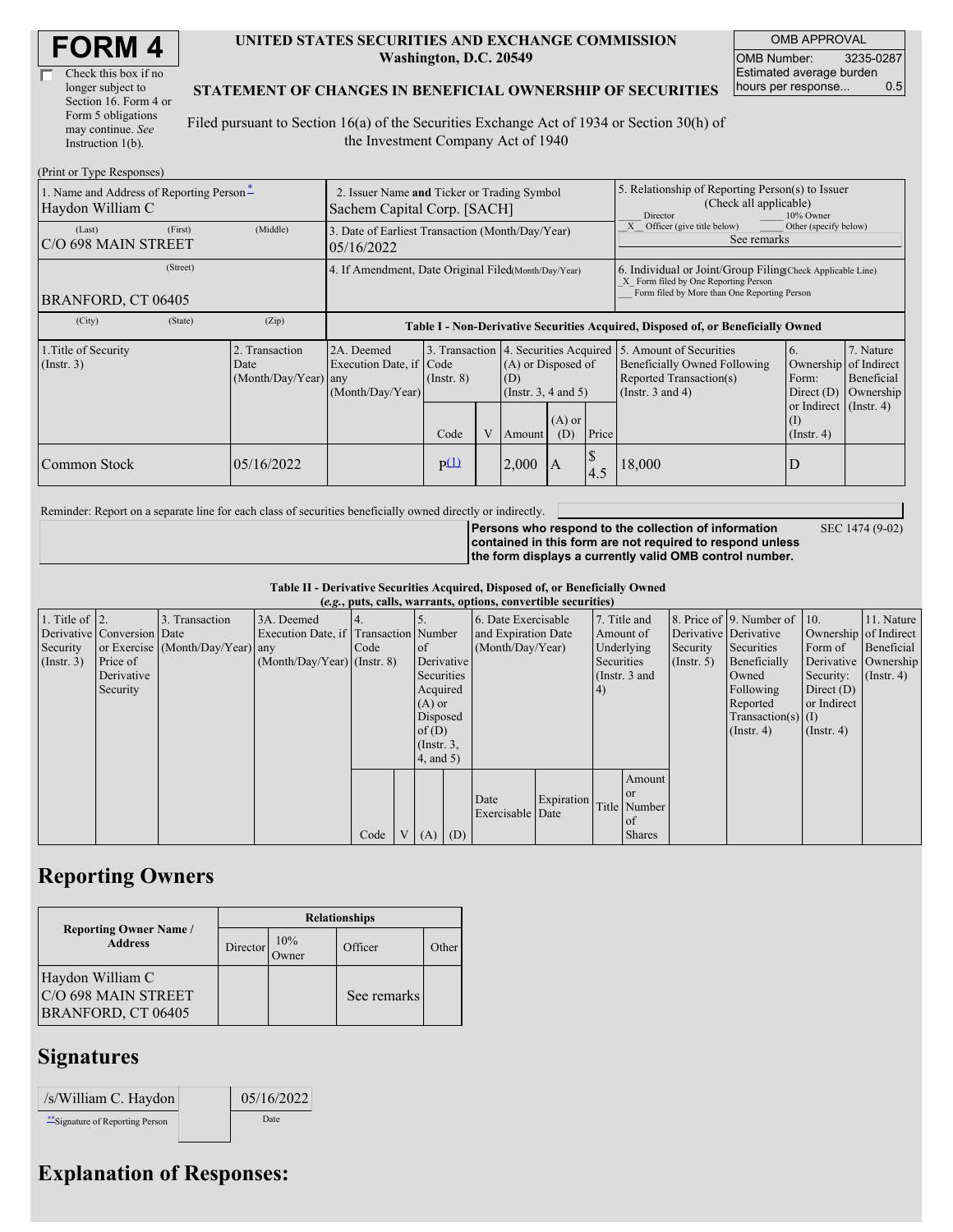# FORM 4

☐ Check this box if no longer subject to Section 16. Form 4 or Form 5 obligations may continue. *See* Instruction 1(b).

**UNITED STATES SECURITIES AND EXCHANGE COMMISSION**
**Washington, D.C. 20549**

**STATEMENT OF CHANGES IN BENEFICIAL OWNERSHIP OF SECURITIES**

Filed pursuant to Section 16(a) of the Securities Exchange Act of 1934 or Section 30(h) of the Investment Company Act of 1940

| OMB APPROVAL | |
|---|---|
| OMB Number: | 3235-0287 |
| Estimated average burden hours per response... | 0.5 |

(Print or Type Responses)

| 1. Name and Address of Reporting Person* | 2. Issuer Name and Ticker or Trading Symbol | 5. Relationship of Reporting Person(s) to Issuer (Check all applicable) |
|---|---|---|
| Haydon William C | Sachem Capital Corp. [SACH] | ___ Director ___ 10% Owner _X_ Officer (give title below) ___ Other (specify below) See remarks |
| (Last) (First) (Middle) C/O 698 MAIN STREET | 3. Date of Earliest Transaction (Month/Day/Year) 05/16/2022 | |
| (Street) BRANFORD, CT 06405 | 4. If Amendment, Date Original Filed (Month/Day/Year) | 6. Individual or Joint/Group Filing (Check Applicable Line) _X_ Form filed by One Reporting Person ___ Form filed by More than One Reporting Person |
| (City) (State) (Zip) | | |

**Table I - Non-Derivative Securities Acquired, Disposed of, or Beneficially Owned**

| 1.Title of Security (Instr. 3) | 2. Transaction Date (Month/Day/Year) | 2A. Deemed Execution Date, if any (Month/Day/Year) | 3. Transaction Code (Instr. 8) | | 4. Securities Acquired (A) or Disposed of (D) (Instr. 3, 4 and 5) | | | 5. Amount of Securities Beneficially Owned Following Reported Transaction(s) (Instr. 3 and 4) | 6. Ownership Form: Direct (D) or Indirect (I) (Instr. 4) | 7. Nature of Indirect Beneficial Ownership (Instr. 4) |
|---|---|---|---|---|---|---|---|---|---|---|
| | | | Code | V | Amount | (A) or (D) | Price | | | |
| Common Stock | 05/16/2022 | | P[(1)] | | 2,000 | A | $ 4.5 | 18,000 | D | |

Reminder: Report on a separate line for each class of securities beneficially owned directly or indirectly.

**Persons who respond to the collection of information contained in this form are not required to respond unless the form displays a currently valid OMB control number.** SEC 1474 (9-02)

**Table II - Derivative Securities Acquired, Disposed of, or Beneficially Owned**
**(*e.g.*, puts, calls, warrants, options, convertible securities)**

| 1. Title of Derivative Security (Instr. 3) | 2. Conversion or Exercise Price of Derivative Security | 3. Transaction Date (Month/Day/Year) | 3A. Deemed Execution Date, if any (Month/Day/Year) | 4. Transaction Code (Instr. 8) | | 5. Number of Derivative Securities Acquired (A) or Disposed of (D) (Instr. 3, 4, and 5) | | 6. Date Exercisable and Expiration Date (Month/Day/Year) | | 7. Title and Amount of Underlying Securities (Instr. 3 and 4) | | 8. Price of Derivative Security (Instr. 5) | 9. Number of Derivative Securities Beneficially Owned Following Reported Transaction(s) (Instr. 4) | 10. Ownership Form of Derivative Security: Direct (D) or Indirect (I) (Instr. 4) | 11. Nature of Indirect Beneficial Ownership (Instr. 4) |
|---|---|---|---|---|---|---|---|---|---|---|---|---|---|---|---|
| | | | | Code | V | (A) | (D) | Date Exercisable | Expiration Date | Title | Amount or Number of Shares | | | | |

## Reporting Owners

| Reporting Owner Name / Address | Relationships | | | |
|---|---|---|---|---|
| | Director | 10% Owner | Officer | Other |
| Haydon William C C/O 698 MAIN STREET BRANFORD, CT 06405 | | | See remarks | |

## Signatures

| /s/William C. Haydon | 05/16/2022 |
|---|---|
| **Signature of Reporting Person | Date |

## Explanation of Responses: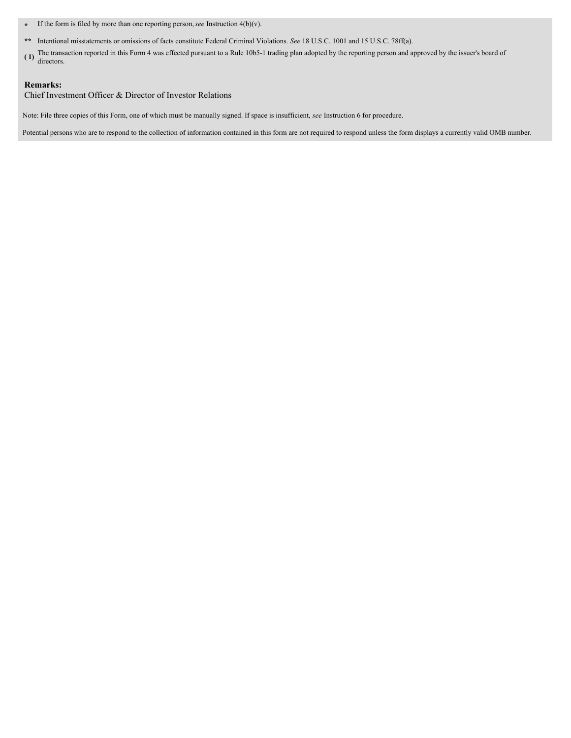\* If the form is filed by more than one reporting person, *see* Instruction 4(b)(v).

\*\* Intentional misstatements or omissions of facts constitute Federal Criminal Violations. *See* 18 U.S.C. 1001 and 15 U.S.C. 78ff(a).

**( 1)** The transaction reported in this Form 4 was effected pursuant to a Rule 10b5-1 trading plan adopted by the reporting person and approved by the issuer's board of directors.

**Remarks:**

Chief Investment Officer & Director of Investor Relations

Note: File three copies of this Form, one of which must be manually signed. If space is insufficient, *see* Instruction 6 for procedure.

Potential persons who are to respond to the collection of information contained in this form are not required to respond unless the form displays a currently valid OMB number.